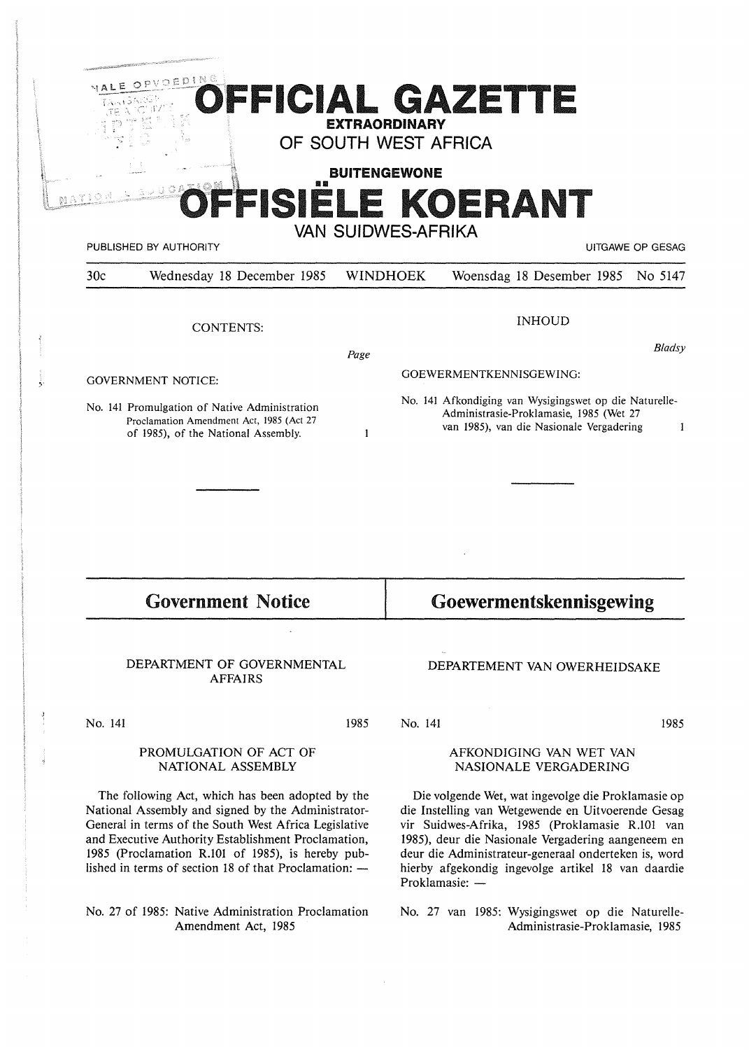# OFFICIAL GAZETTE

**EXTRAORDINARY**

## OF SOUTH WEST AFRICA

**BUITENGEWONE**

# OFFISIËLE KOERANT

## VAN SUIDWES-AFRIKA

PUBLISHED BY AUTHORITY — UITGAWE OP GESAG

30c — Wednesday 18 December 1985 — WINDHOEK — Woensdag 18 Desember 1985 — No 5147

CONTENTS:

| | Page |
|---|---|
| GOVERNMENT NOTICE: | |
| No. 141 Promulgation of Native Administration Proclamation Amendment Act, 1985 (Act 27 of 1985), of the National Assembly. | 1 |

INHOUD

| | Bladsy |
|---|---|
| GOEWERMENTKENNISGEWING: | |
| No. 141 Afkondiging van Wysigingswet op die Naturelle-Administrasie-Proklamasie, 1985 (Wet 27 van 1985), van die Nasionale Vergadering | 1 |

## Government Notice

### DEPARTMENT OF GOVERNMENTAL AFFAIRS

No. 141 — 1985

### PROMULGATION OF ACT OF NATIONAL ASSEMBLY

The following Act, which has been adopted by the National Assembly and signed by the Administrator-General in terms of the South West Africa Legislative and Executive Authority Establishment Proclamation, 1985 (Proclamation R.101 of 1985), is hereby published in terms of section 18 of that Proclamation: —

No. 27 of 1985: Native Administration Proclamation Amendment Act, 1985

## Goewermentskennisgewing

### DEPARTEMENT VAN OWERHEIDSAKE

No. 141 — 1985

### AFKONDIGING VAN WET VAN NASIONALE VERGADERING

Die volgende Wet, wat ingevolge die Proklamasie op die Instelling van Wetgewende en Uitvoerende Gesag vir Suidwes-Afrika, 1985 (Proklamasie R.101 van 1985), deur die Nasionale Vergadering aangeneem en deur die Administrateur-generaal onderteken is, word hierby afgekondig ingevolge artikel 18 van daardie Proklamasie: —

No. 27 van 1985: Wysigingswet op die Naturelle-Administrasie-Proklamasie, 1985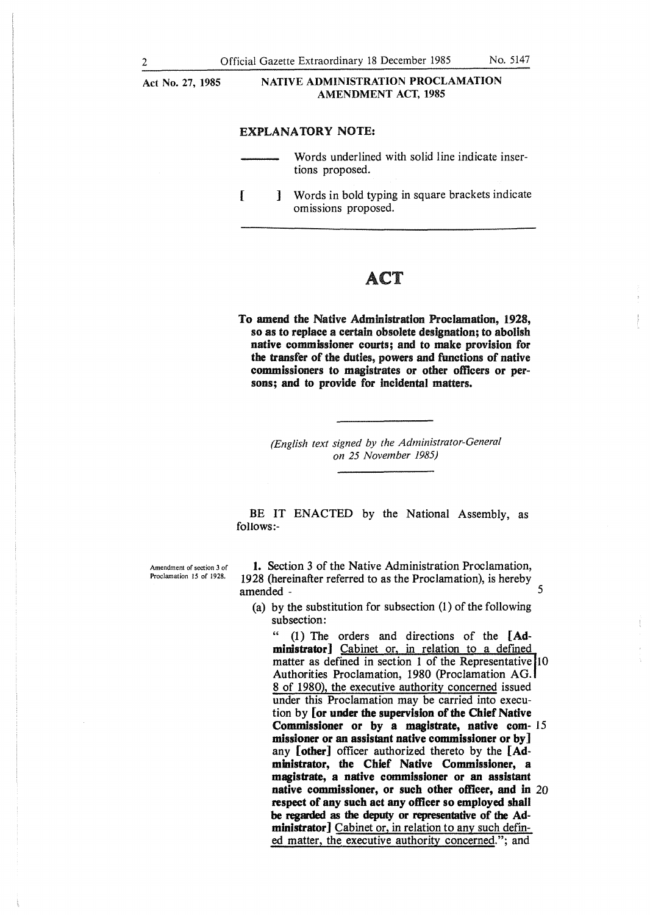Act No. 27, 1985

**NATIVE ADMINISTRATION PROCLAMATION AMENDMENT ACT, 1985**

**EXPLANATORY NOTE:**

——— Words underlined with solid line indicate insertions proposed.

[ ] Words in bold typing in square brackets indicate omissions proposed.

# ACT

**To amend the Native Administration Proclamation, 1928, so as to replace a certain obsolete designation; to abolish native commissioner courts; and to make provision for the transfer of the duties, powers and functions of native commissioners to magistrates or other officers or persons; and to provide for incidental matters.**

*(English text signed by the Administrator-General on 25 November 1985)*

BE IT ENACTED by the National Assembly, as follows:-

Amendment of section 3 of Proclamation 15 of 1928.

**1.** Section 3 of the Native Administration Proclamation, 1928 (hereinafter referred to as the Proclamation), is hereby amended -

(a) by the substitution for subsection (1) of the following subsection:

"(1) The orders and directions of the **[Administrator]** <u>Cabinet or, in relation to a defined matter as defined in section 1 of the Representative Authorities Proclamation, 1980 (Proclamation AG. 8 of 1980), the executive authority concerned</u> issued under this Proclamation may be carried into execution by **[or under the supervision of the Chief Native Commissioner or by a magistrate, native commissioner or an assistant native commissioner or by]** any **[other]** officer authorized thereto by the **[Administrator, the Chief Native Commissioner, a magistrate, a native commissioner or an assistant native commissioner, or such other officer, and in respect of any such act any officer so employed shall be regarded as the deputy or representative of the Administrator]** <u>Cabinet or, in relation to any such defined matter, the executive authority concerned</u>."; and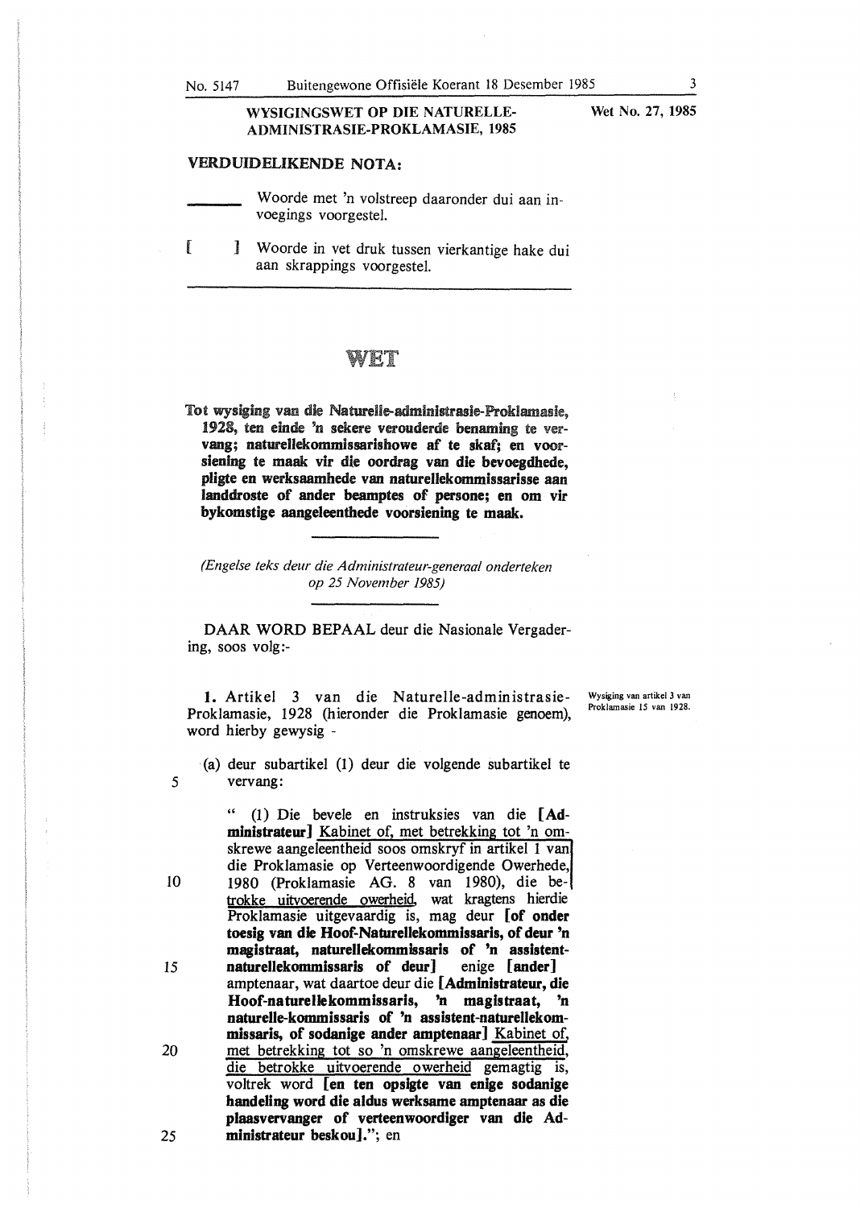**WYSIGINGSWET OP DIE NATURELLE-ADMINISTRASIE-PROKLAMASIE, 1985**

Wet No. 27, 1985

**VERDUIDELIKENDE NOTA:**

\_\_\_\_\_\_\_\_ Woorde met 'n volstreep daaronder dui aan invoegings voorgestel.

[ ] Woorde in vet druk tussen vierkantige hake dui aan skrappings voorgestel.

# WET

**Tot wysiging van die Naturelle-administrasie-Proklamasie, 1928, ten einde 'n sekere verouderde benaming te vervang; naturellekommissarishowe af te skaf; en voorsiening te maak vir die oordrag van die bevoegdhede, pligte en werksaamhede van naturellekommissarisse aan landdroste of ander beamptes of persone; en om vir bykomstige aangeleenthede voorsiening te maak.**

*(Engelse teks deur die Administrateur-generaal onderteken op 25 November 1985)*

DAAR WORD BEPAAL deur die Nasionale Vergadering, soos volg:-

*Wysiging van artikel 3 van Proklamasie 15 van 1928.*

**1.** Artikel 3 van die Naturelle-administrasie-Proklamasie, 1928 (hieronder die Proklamasie genoem), word hierby gewysig -

(a) deur subartikel (1) deur die volgende subartikel te vervang:

" (1) Die bevele en instruksies van die **[Administrateur]** <u>Kabinet of, met betrekking tot 'n omskrewe aangeleentheid soos omskryf in artikel 1 van die Proklamasie op Verteenwoordigende Owerhede, 1980 (Proklamasie AG. 8 van 1980), die betrokke uitvoerende owerheid</u>, wat kragtens hierdie Proklamasie uitgevaardig is, mag deur **[of onder toesig van die Hoof-Naturellekommissaris, of deur 'n magistraat, naturellekommissaris of 'n assistent-naturellekommissaris of deur]** enige **[ander]** amptenaar, wat daartoe deur die **[Administrateur, die Hoof-naturellekommissaris, 'n magistraat, 'n naturelle-kommissaris of 'n assistent-naturellekommissaris, of sodanige ander amptenaar]** <u>Kabinet of, met betrekking tot so 'n omskrewe aangeleentheid, die betrokke uitvoerende owerheid</u> gemagtig is, voltrek word **[en ten opsigte van enige sodanige handeling word die aldus werksame amptenaar as die plaasvervanger of verteenwoordiger van die Administrateur beskou]**."; en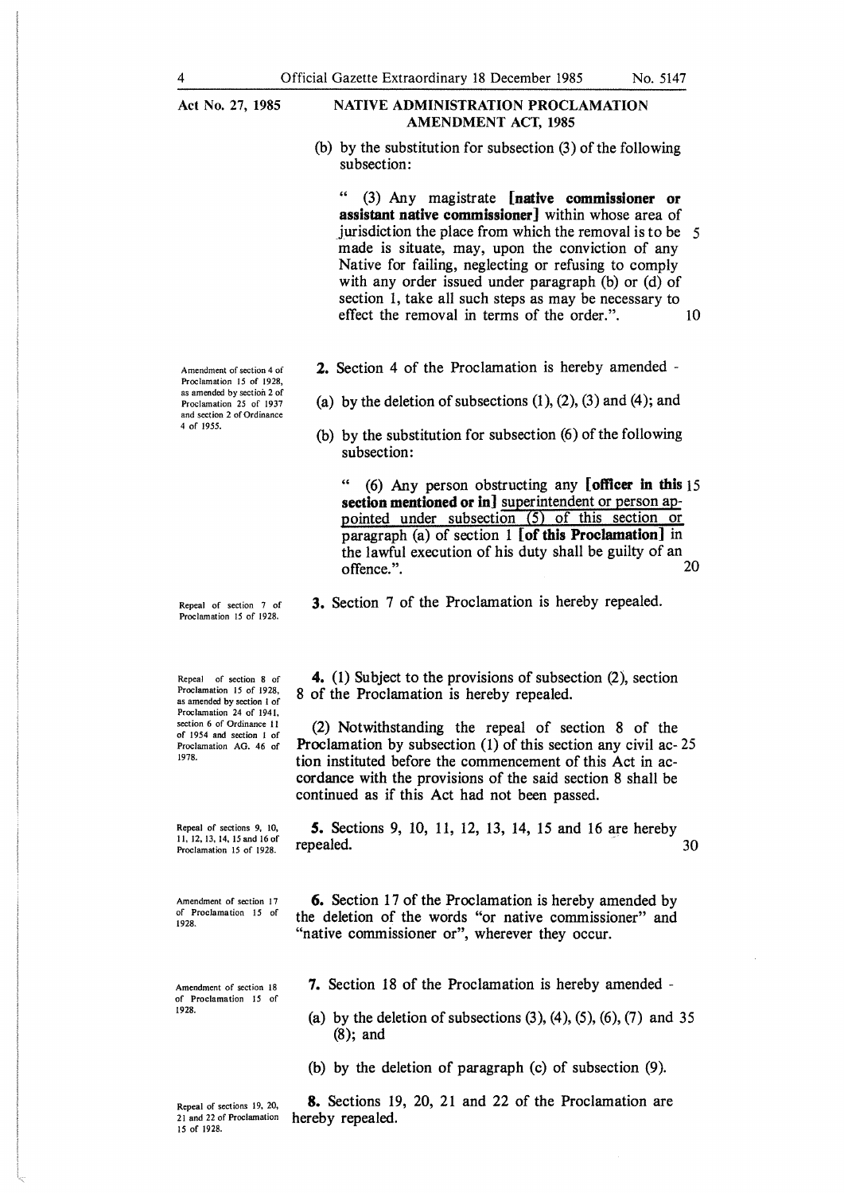**Act No. 27, 1985** **NATIVE ADMINISTRATION PROCLAMATION AMENDMENT ACT, 1985**

(b) by the substitution for subsection (3) of the following subsection:

"(3) Any magistrate **[native commissioner or assistant native commissioner]** within whose area of jurisdiction the place from which the removal is to be made is situate, may, upon the conviction of any Native for failing, neglecting or refusing to comply with any order issued under paragraph (b) or (d) of section 1, take all such steps as may be necessary to effect the removal in terms of the order.".

*Amendment of section 4 of Proclamation 15 of 1928, as amended by section 2 of Proclamation 25 of 1937 and section 2 of Ordinance 4 of 1955.*

**2.** Section 4 of the Proclamation is hereby amended -

(a) by the deletion of subsections (1), (2), (3) and (4); and

(b) by the substitution for subsection (6) of the following subsection:

"(6) Any person obstructing any **[officer in this section mentioned or in]** <u>superintendent or person appointed under subsection (5) of this section or</u> paragraph (a) of section 1 **[of this Proclamation]** in the lawful execution of his duty shall be guilty of an offence.".

*Repeal of section 7 of Proclamation 15 of 1928.*

**3.** Section 7 of the Proclamation is hereby repealed.

*Repeal of section 8 of Proclamation 15 of 1928, as amended by section 1 of Proclamation 24 of 1941, section 6 of Ordinance 11 of 1954 and section 1 of Proclamation AG. 46 of 1978.*

**4.** (1) Subject to the provisions of subsection (2), section 8 of the Proclamation is hereby repealed.

(2) Notwithstanding the repeal of section 8 of the Proclamation by subsection (1) of this section any civil action instituted before the commencement of this Act in accordance with the provisions of the said section 8 shall be continued as if this Act had not been passed.

*Repeal of sections 9, 10, 11, 12, 13, 14, 15 and 16 of Proclamation 15 of 1928.*

**5.** Sections 9, 10, 11, 12, 13, 14, 15 and 16 are hereby repealed.

*Amendment of section 17 of Proclamation 15 of 1928.*

**6.** Section 17 of the Proclamation is hereby amended by the deletion of the words "or native commissioner" and "native commissioner or", wherever they occur.

*Amendment of section 18 of Proclamation 15 of 1928.*

**7.** Section 18 of the Proclamation is hereby amended -

(a) by the deletion of subsections (3), (4), (5), (6), (7) and (8); and

(b) by the deletion of paragraph (c) of subsection (9).

*Repeal of sections 19, 20, 21 and 22 of Proclamation 15 of 1928.*

**8.** Sections 19, 20, 21 and 22 of the Proclamation are hereby repealed.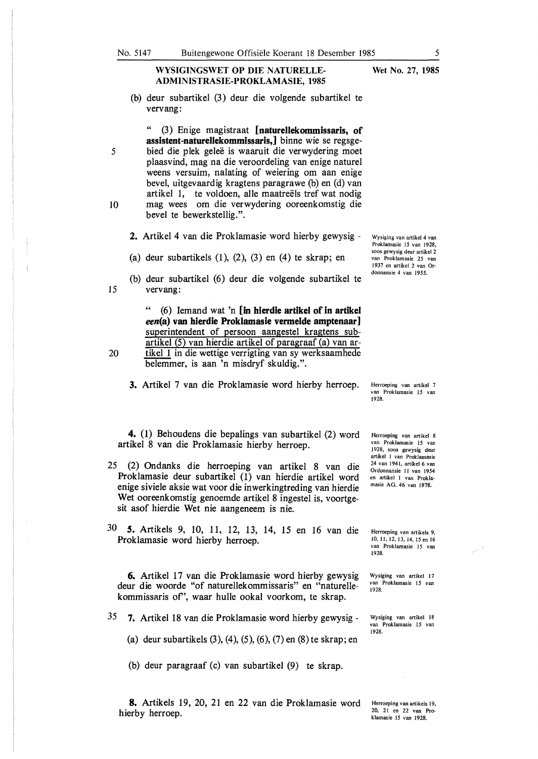**WYSIGINGSWET OP DIE NATURELLE-ADMINISTRASIE-PROKLAMASIE, 1985** — Wet No. 27, 1985

(b) deur subartikel (3) deur die volgende subartikel te vervang:

" (3) Enige magistraat **[naturellekommissaris, of assistent-naturellekommissaris,]** binne wie se regsgebied die plek geleë is waaruit die verwydering moet plaasvind, mag na die veroordeling van enige naturel weens versuim, nalating of weiering om aan enige bevel, uitgevaardig kragtens paragrawe (b) en (d) van artikel 1, te voldoen, alle maatreëls tref wat nodig mag wees om die verwydering ooreenkomstig die bevel te bewerkstellig.".

*Wysiging van artikel 4 van Proklamasie 15 van 1928, soos gewysig deur artikel 2 van Proklamasie 25 van 1937 en artikel 2 van Ordonnansie 4 van 1955.*

**2.** Artikel 4 van die Proklamasie word hierby gewysig -

(a) deur subartikels (1), (2), (3) en (4) te skrap; en

(b) deur subartikel (6) deur die volgende subartikel te vervang:

" (6) Iemand wat 'n **[in hierdie artikel of in artikel *een*(a) van hierdie Proklamasie vermelde amptenaar]** <u>superintendent of persoon aangestel kragtens subartikel (5) van hierdie artikel of paragraaf (a) van artikel 1</u> in die wettige verrigting van sy werksaamhede belemmer, is aan 'n misdryf skuldig.".

*Herroeping van artikel 7 van Proklamasie 15 van 1928.*

**3.** Artikel 7 van die Proklamasie word hierby herroep.

*Herroeping van artikel 8 van Proklamasie 15 van 1928, soos gewysig deur artikel 1 van Proklamasie 24 van 1941, artikel 6 van Ordonnansie 11 van 1954 en artikel 1 van Proklamasie AG. 46 van 1978.*

**4.** (1) Behoudens die bepalings van subartikel (2) word artikel 8 van die Proklamasie hierby herroep.

(2) Ondanks die herroeping van artikel 8 van die Proklamasie deur subartikel (1) van hierdie artikel word enige siviele aksie wat voor die inwerkingtreding van hierdie Wet ooreenkomstig genoemde artikel 8 ingestel is, voortgesit asof hierdie Wet nie aangeneem is nie.

*Herroeping van artikels 9, 10, 11, 12, 13, 14, 15 en 16 van Proklamasie 15 van 1928.*

**5.** Artikels 9, 10, 11, 12, 13, 14, 15 en 16 van die Proklamasie word hierby herroep.

*Wysiging van artikel 17 van Proklamasie 15 van 1928.*

**6.** Artikel 17 van die Proklamasie word hierby gewysig deur die woorde "of naturellekommissaris" en "naturellekommissaris of", waar hulle ookal voorkom, te skrap.

*Wysiging van artikel 18 van Proklamasie 15 van 1928.*

**7.** Artikel 18 van die Proklamasie word hierby gewysig -

(a) deur subartikels (3), (4), (5), (6), (7) en (8) te skrap; en

(b) deur paragraaf (c) van subartikel (9) te skrap.

*Herroeping van artikels 19, 20, 21 en 22 van Proklamasie 15 van 1928.*

**8.** Artikels 19, 20, 21 en 22 van die Proklamasie word hierby herroep.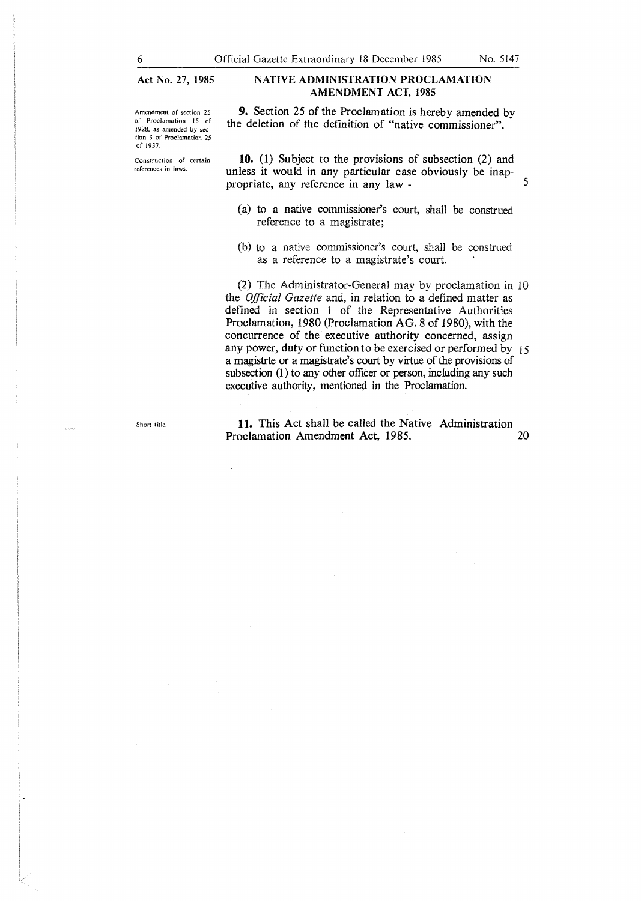**Act No. 27, 1985**

## NATIVE ADMINISTRATION PROCLAMATION AMENDMENT ACT, 1985

*Amendment of section 25 of Proclamation 15 of 1928, as amended by section 3 of Proclamation 25 of 1937.*

**9.** Section 25 of the Proclamation is hereby amended by the deletion of the definition of "native commissioner".

*Construction of certain references in laws.*

**10.** (1) Subject to the provisions of subsection (2) and unless it would in any particular case obviously be inappropriate, any reference in any law -

(a) to a native commissioner's court, shall be construed reference to a magistrate;

(b) to a native commissioner's court, shall be construed as a reference to a magistrate's court.

(2) The Administrator-General may by proclamation in the *Official Gazette* and, in relation to a defined matter as defined in section 1 of the Representative Authorities Proclamation, 1980 (Proclamation AG. 8 of 1980), with the concurrence of the executive authority concerned, assign any power, duty or function to be exercised or performed by a magistrte or a magistrate's court by virtue of the provisions of subsection (1) to any other officer or person, including any such executive authority, mentioned in the Proclamation.

*Short title.*

**11.** This Act shall be called the Native Administration Proclamation Amendment Act, 1985.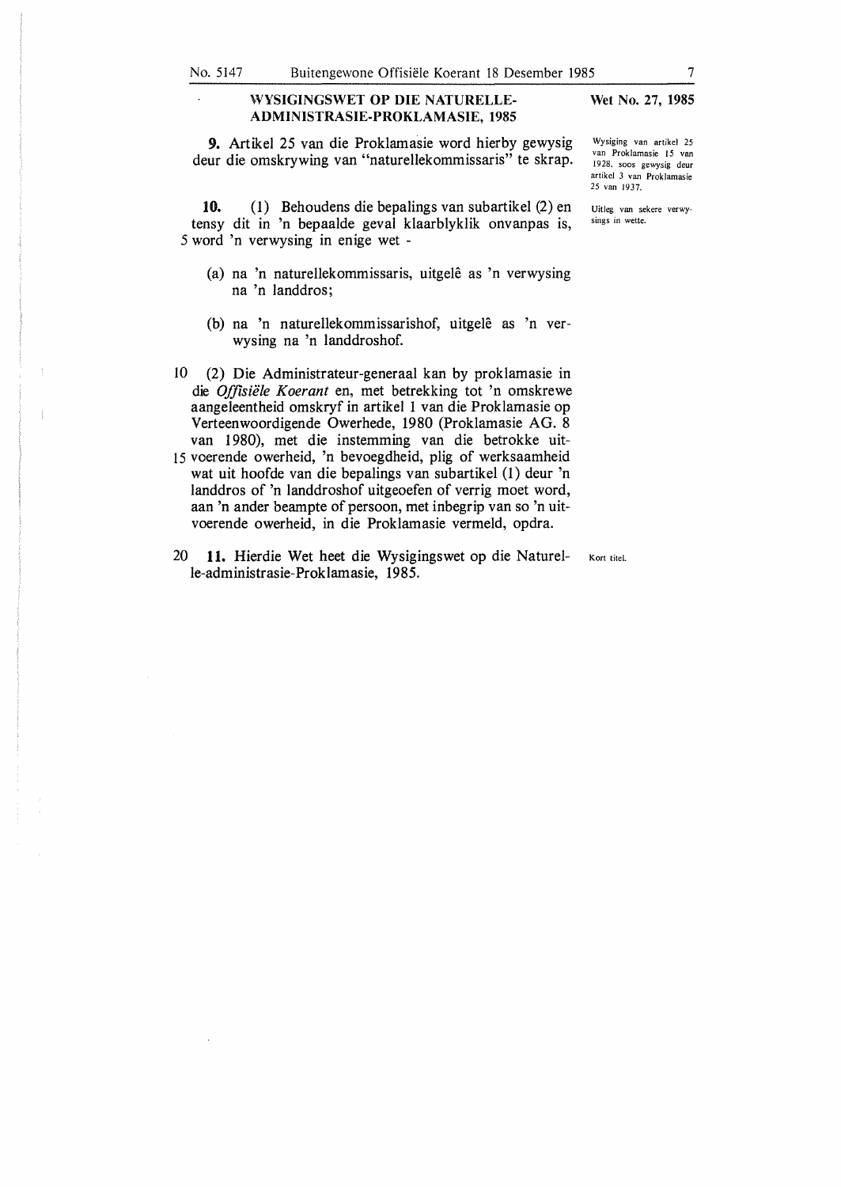**WYSIGINGSWET OP DIE NATURELLE-ADMINISTRASIE-PROKLAMASIE, 1985**

**Wet No. 27, 1985**

*Wysiging van artikel 25 van Proklamasie 15 van 1928, soos gewysig deur artikel 3 van Proklamasie 25 van 1937.*

**9.** Artikel 25 van die Proklamasie word hierby gewysig deur die omskrywing van "naturellekommissaris" te skrap.

*Uitleg van sekere verwysings in wette.*

**10.** (1) Behoudens die bepalings van subartikel (2) en tensy dit in 'n bepaalde geval klaarblyklik onvanpas is, word 'n verwysing in enige wet -

(a) na 'n naturellekommissaris, uitgelê as 'n verwysing na 'n landdros;

(b) na 'n naturellekommissarishof, uitgelê as 'n verwysing na 'n landdroshof.

(2) Die Administrateur-generaal kan by proklamasie in die *Offisiële Koerant* en, met betrekking tot 'n omskrewe aangeleentheid omskryf in artikel 1 van die Proklamasie op Verteenwoordigende Owerhede, 1980 (Proklamasie AG. 8 van 1980), met die instemming van die betrokke uitvoerende owerheid, 'n bevoegdheid, plig of werksaamheid wat uit hoofde van die bepalings van subartikel (1) deur 'n landdros of 'n landdroshof uitgeoefen of verrig moet word, aan 'n ander beampte of persoon, met inbegrip van so 'n uitvoerende owerheid, in die Proklamasie vermeld, opdra.

*Kort titel.*

**11.** Hierdie Wet heet die Wysigingswet op die Naturelle-administrasie-Proklamasie, 1985.